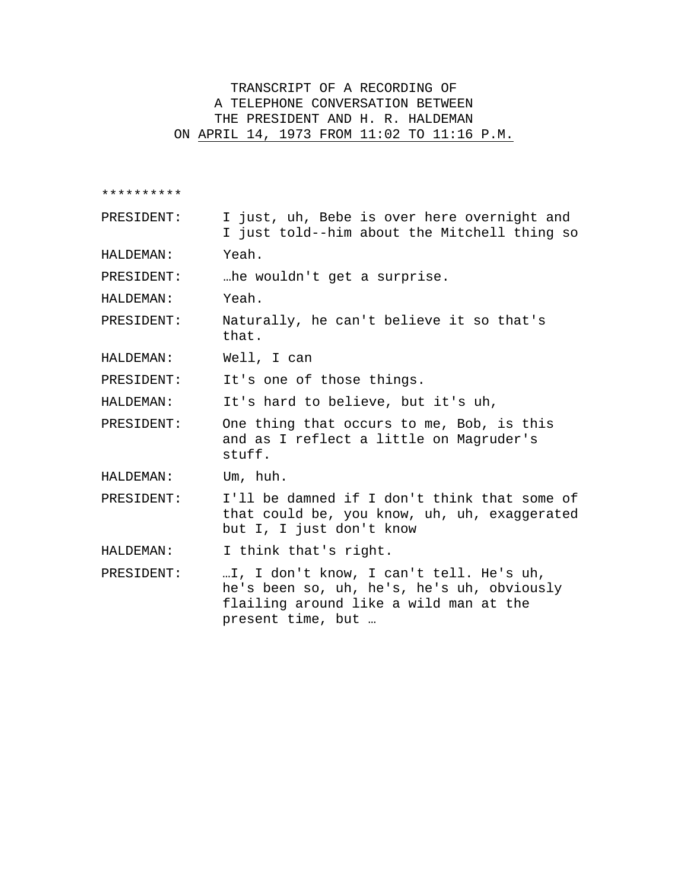TRANSCRIPT OF A RECORDING OF
A TELEPHONE CONVERSATION BETWEEN
THE PRESIDENT AND H. R. HALDEMAN
ON APRIL 14, 1973 FROM 11:02 TO 11:16 P.M.

**********

PRESIDENT: I just, uh, Bebe is over here overnight and I just told--him about the Mitchell thing so

HALDEMAN: Yeah.

PRESIDENT: …he wouldn't get a surprise.

HALDEMAN: Yeah.

PRESIDENT: Naturally, he can't believe it so that's that.

HALDEMAN: Well, I can

PRESIDENT: It's one of those things.

HALDEMAN: It's hard to believe, but it's uh,

PRESIDENT: One thing that occurs to me, Bob, is this and as I reflect a little on Magruder's stuff.

HALDEMAN: Um, huh.

PRESIDENT: I'll be damned if I don't think that some of that could be, you know, uh, uh, exaggerated but I, I just don't know

HALDEMAN: I think that's right.

PRESIDENT: …I, I don't know, I can't tell. He's uh, he's been so, uh, he's, he's uh, obviously flailing around like a wild man at the present time, but …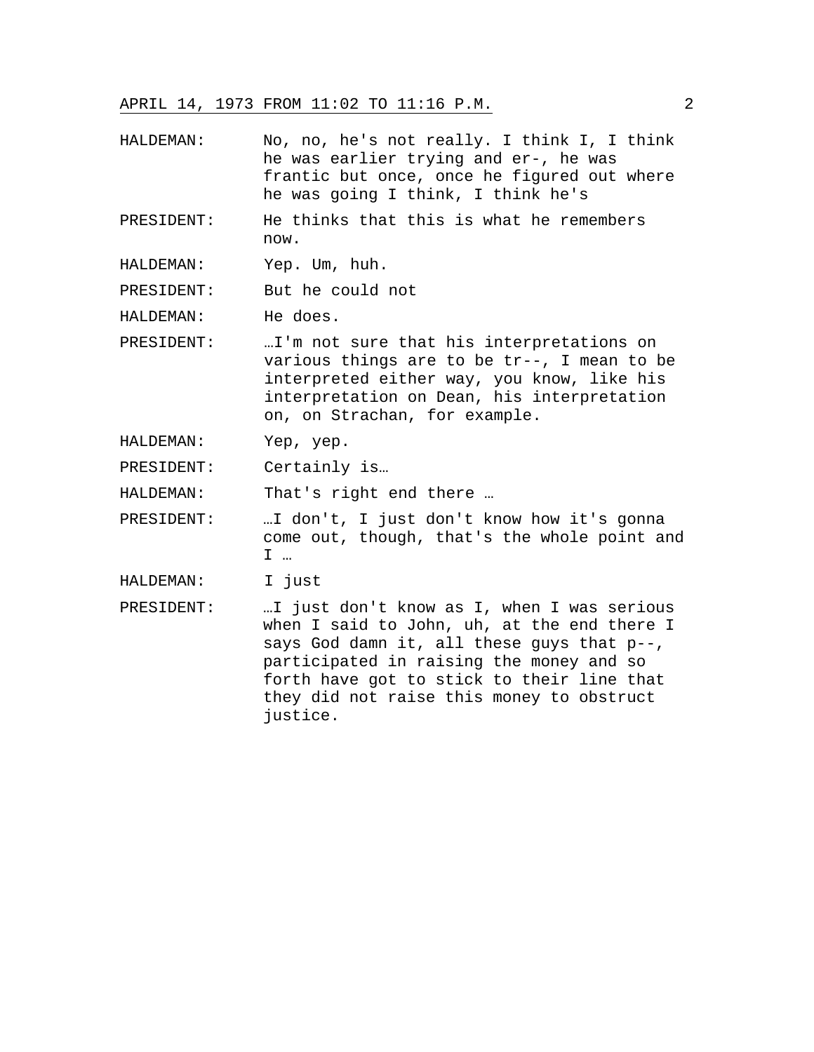HALDEMAN: No, no, he's not really. I think I, I think he was earlier trying and er-, he was frantic but once, once he figured out where he was going I think, I think he's

PRESIDENT: He thinks that this is what he remembers now.

HALDEMAN: Yep. Um, huh.

PRESIDENT: But he could not

HALDEMAN: He does.

PRESIDENT: …I'm not sure that his interpretations on various things are to be tr--, I mean to be interpreted either way, you know, like his interpretation on Dean, his interpretation on, on Strachan, for example.

HALDEMAN: Yep, yep.

PRESIDENT: Certainly is…

HALDEMAN: That's right end there …

PRESIDENT: …I don't, I just don't know how it's gonna come out, though, that's the whole point and I …

HALDEMAN: I just

PRESIDENT: …I just don't know as I, when I was serious when I said to John, uh, at the end there I says God damn it, all these guys that p--, participated in raising the money and so forth have got to stick to their line that they did not raise this money to obstruct justice.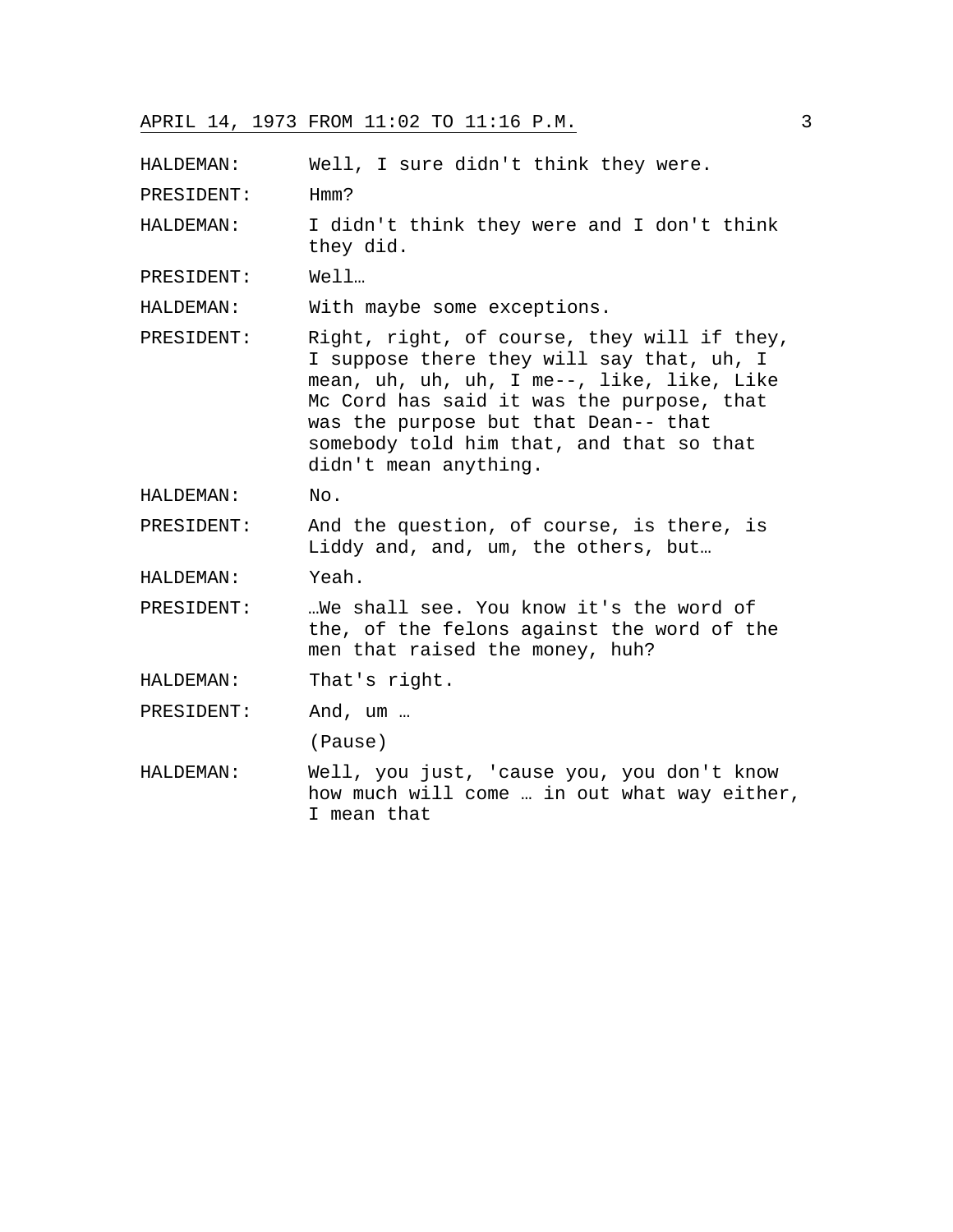HALDEMAN: Well, I sure didn't think they were.

PRESIDENT: Hmm?

HALDEMAN: I didn't think they were and I don't think they did.

PRESIDENT: Well…

HALDEMAN: With maybe some exceptions.

PRESIDENT: Right, right, of course, they will if they, I suppose there they will say that, uh, I mean, uh, uh, uh, I me--, like, like, Like Mc Cord has said it was the purpose, that was the purpose but that Dean-- that somebody told him that, and that so that didn't mean anything.

HALDEMAN: No.

PRESIDENT: And the question, of course, is there, is Liddy and, and, um, the others, but…

HALDEMAN: Yeah.

PRESIDENT: …We shall see. You know it's the word of the, of the felons against the word of the men that raised the money, huh?

HALDEMAN: That's right.

PRESIDENT: And, um …

(Pause)

HALDEMAN: Well, you just, 'cause you, you don't know how much will come … in out what way either, I mean that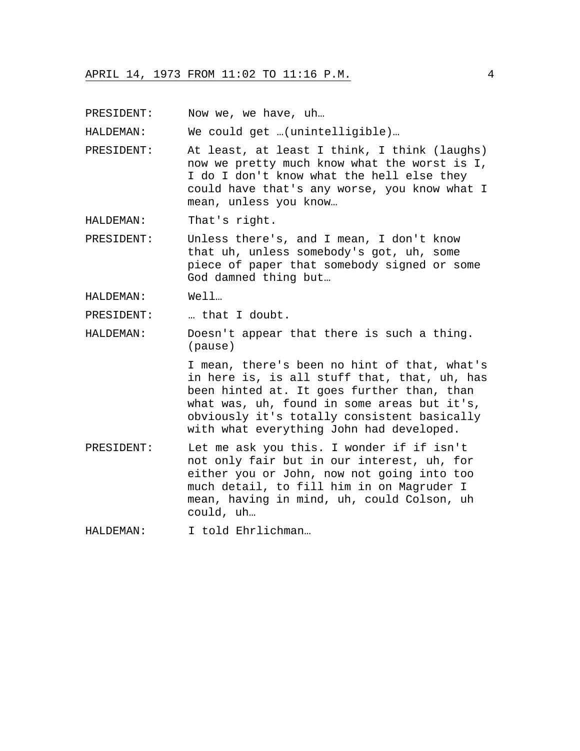PRESIDENT: Now we, we have, uh…

HALDEMAN: We could get …(unintelligible)…

PRESIDENT: At least, at least I think, I think (laughs) now we pretty much know what the worst is I, I do I don't know what the hell else they could have that's any worse, you know what I mean, unless you know…

HALDEMAN: That's right.

PRESIDENT: Unless there's, and I mean, I don't know that uh, unless somebody's got, uh, some piece of paper that somebody signed or some God damned thing but…

HALDEMAN: Well…

PRESIDENT: … that I doubt.

HALDEMAN: Doesn't appear that there is such a thing. (pause)

I mean, there's been no hint of that, what's in here is, is all stuff that, that, uh, has been hinted at. It goes further than, than what was, uh, found in some areas but it's, obviously it's totally consistent basically with what everything John had developed.

PRESIDENT: Let me ask you this. I wonder if if isn't not only fair but in our interest, uh, for either you or John, now not going into too much detail, to fill him in on Magruder I mean, having in mind, uh, could Colson, uh could, uh…

HALDEMAN: I told Ehrlichman…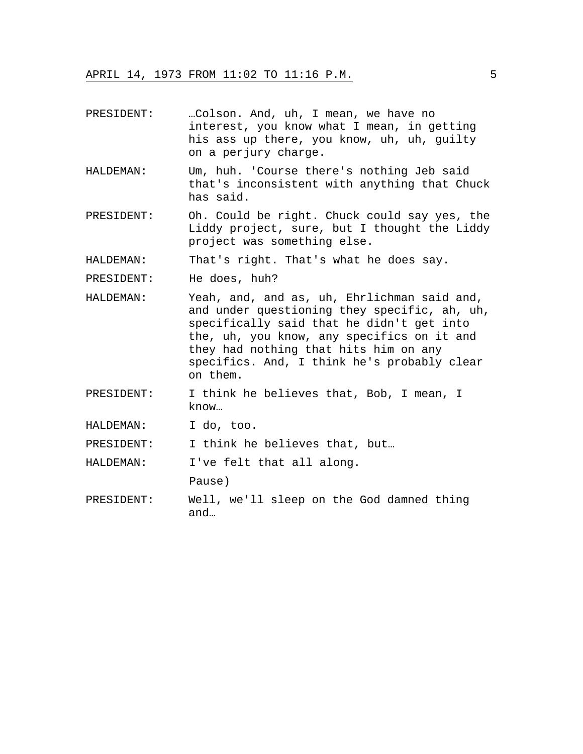PRESIDENT: …Colson. And, uh, I mean, we have no interest, you know what I mean, in getting his ass up there, you know, uh, uh, guilty on a perjury charge.

HALDEMAN: Um, huh. 'Course there's nothing Jeb said that's inconsistent with anything that Chuck has said.

PRESIDENT: Oh. Could be right. Chuck could say yes, the Liddy project, sure, but I thought the Liddy project was something else.

HALDEMAN: That's right. That's what he does say.

PRESIDENT: He does, huh?

HALDEMAN: Yeah, and, and as, uh, Ehrlichman said and, and under questioning they specific, ah, uh, specifically said that he didn't get into the, uh, you know, any specifics on it and they had nothing that hits him on any specifics. And, I think he's probably clear on them.

PRESIDENT: I think he believes that, Bob, I mean, I know…

HALDEMAN: I do, too.

PRESIDENT: I think he believes that, but…

HALDEMAN: I've felt that all along.

Pause)

PRESIDENT: Well, we'll sleep on the God damned thing and…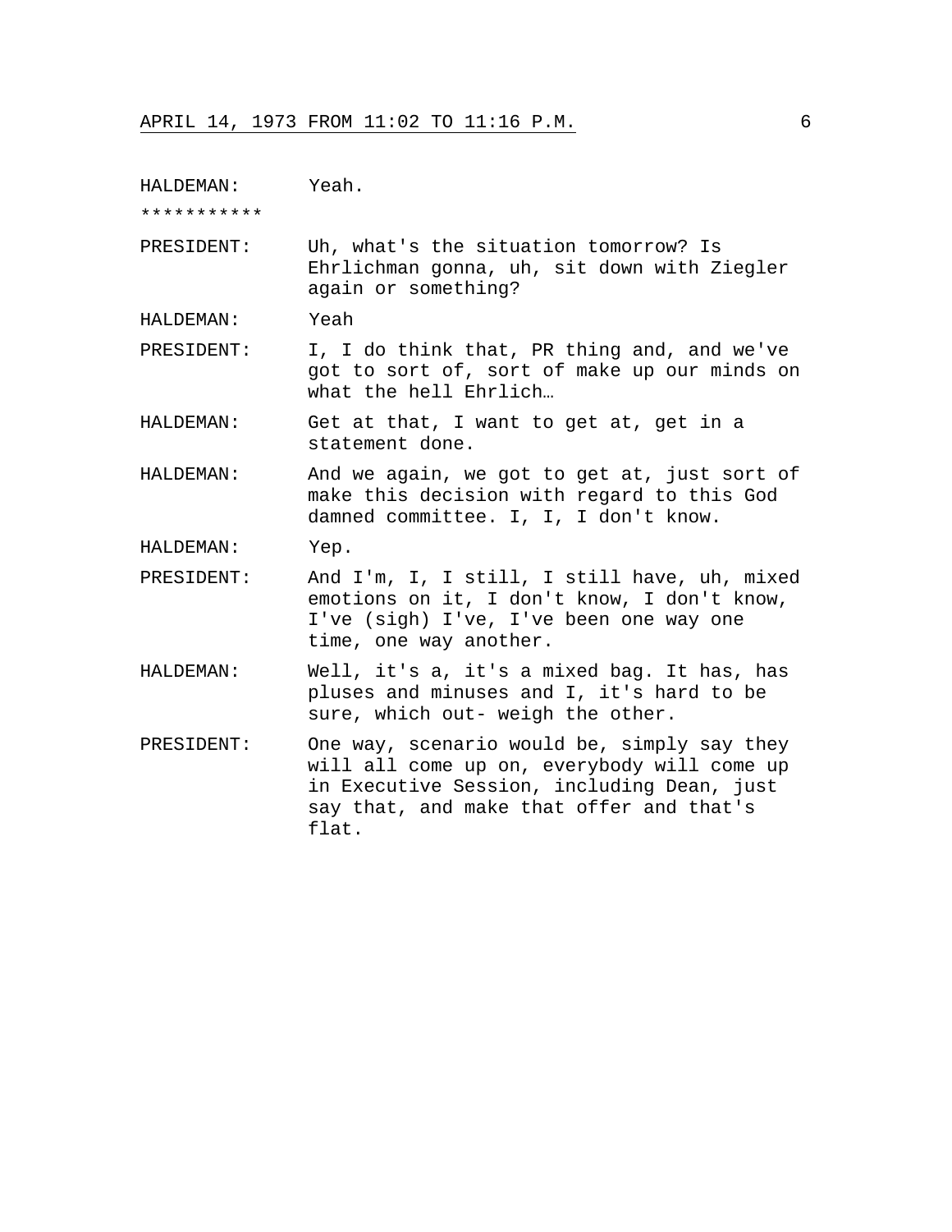HALDEMAN: Yeah.

***********

PRESIDENT: Uh, what's the situation tomorrow? Is Ehrlichman gonna, uh, sit down with Ziegler again or something?

HALDEMAN: Yeah

PRESIDENT: I, I do think that, PR thing and, and we've got to sort of, sort of make up our minds on what the hell Ehrlich…

HALDEMAN: Get at that, I want to get at, get in a statement done.

HALDEMAN: And we again, we got to get at, just sort of make this decision with regard to this God damned committee. I, I, I don't know.

HALDEMAN: Yep.

PRESIDENT: And I'm, I, I still, I still have, uh, mixed emotions on it, I don't know, I don't know, I've (sigh) I've, I've been one way one time, one way another.

HALDEMAN: Well, it's a, it's a mixed bag. It has, has pluses and minuses and I, it's hard to be sure, which out- weigh the other.

PRESIDENT: One way, scenario would be, simply say they will all come up on, everybody will come up in Executive Session, including Dean, just say that, and make that offer and that's flat.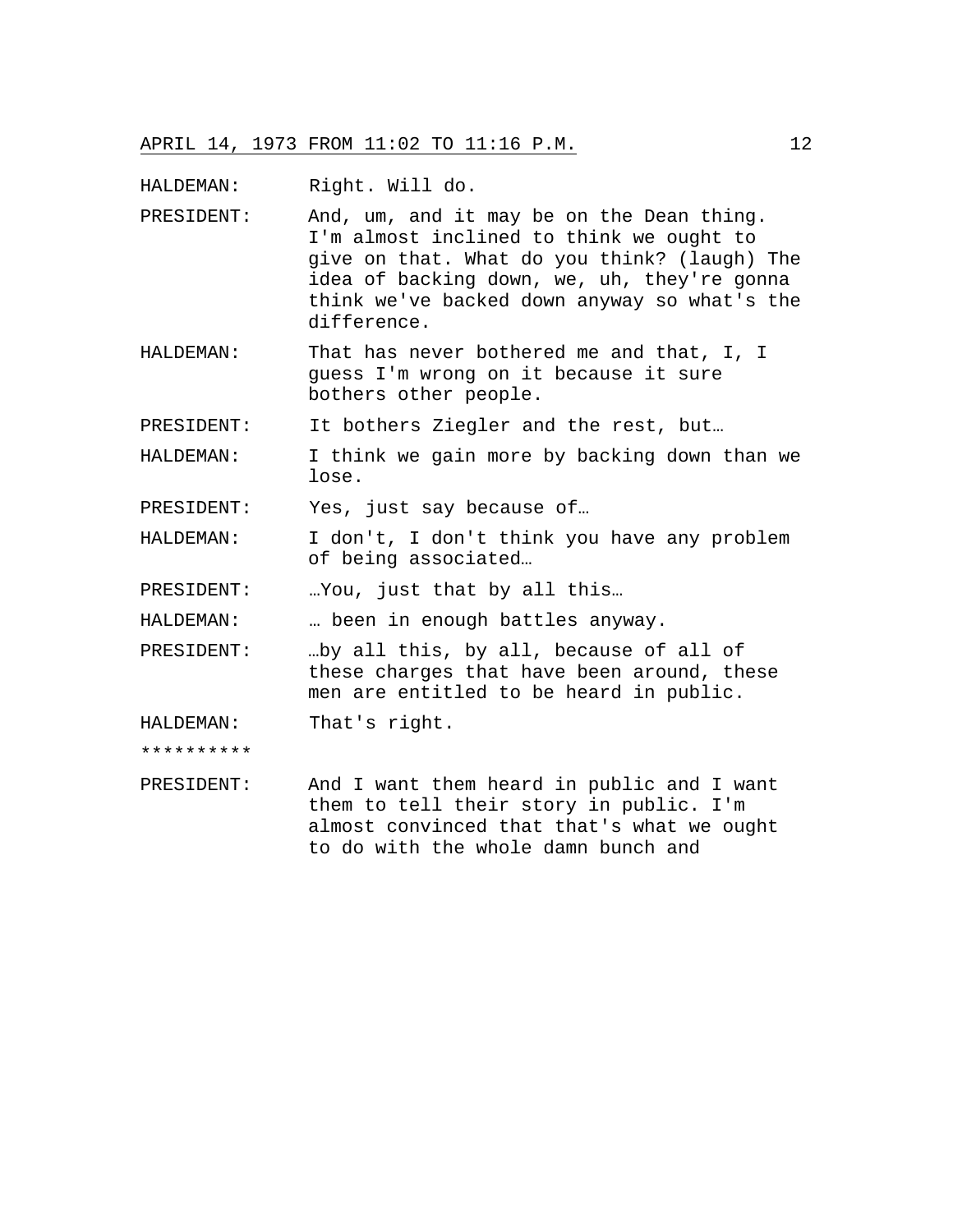HALDEMAN: Right. Will do.

PRESIDENT: And, um, and it may be on the Dean thing. I'm almost inclined to think we ought to give on that. What do you think? (laugh) The idea of backing down, we, uh, they're gonna think we've backed down anyway so what's the difference.

HALDEMAN: That has never bothered me and that, I, I guess I'm wrong on it because it sure bothers other people.

PRESIDENT: It bothers Ziegler and the rest, but…

HALDEMAN: I think we gain more by backing down than we lose.

PRESIDENT: Yes, just say because of…

HALDEMAN: I don't, I don't think you have any problem of being associated…

PRESIDENT: …You, just that by all this…

HALDEMAN: … been in enough battles anyway.

PRESIDENT: …by all this, by all, because of all of these charges that have been around, these men are entitled to be heard in public.

HALDEMAN: That's right.

**********

PRESIDENT: And I want them heard in public and I want them to tell their story in public. I'm almost convinced that that's what we ought to do with the whole damn bunch and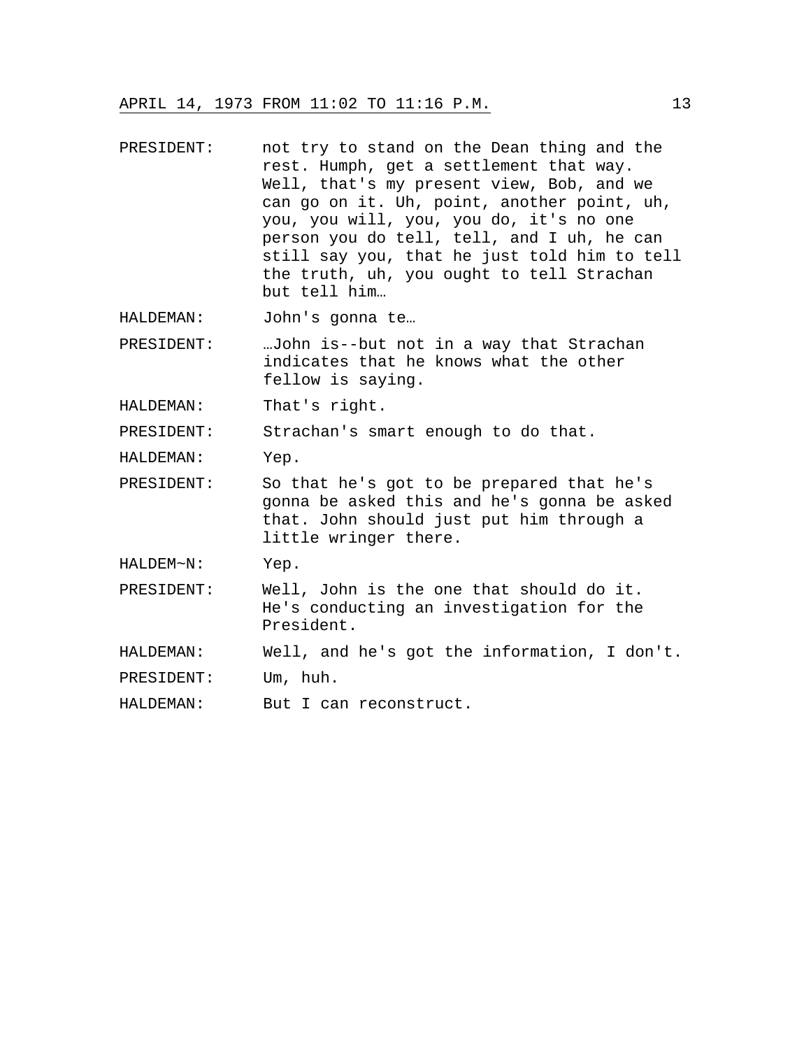PRESIDENT: not try to stand on the Dean thing and the rest. Humph, get a settlement that way. Well, that's my present view, Bob, and we can go on it. Uh, point, another point, uh, you, you will, you, you do, it's no one person you do tell, tell, and I uh, he can still say you, that he just told him to tell the truth, uh, you ought to tell Strachan but tell him…

HALDEMAN: John's gonna te…

PRESIDENT: …John is--but not in a way that Strachan indicates that he knows what the other fellow is saying.

HALDEMAN: That's right.

PRESIDENT: Strachan's smart enough to do that.

HALDEMAN: Yep.

PRESIDENT: So that he's got to be prepared that he's gonna be asked this and he's gonna be asked that. John should just put him through a little wringer there.

HALDEM~N: Yep.

PRESIDENT: Well, John is the one that should do it. He's conducting an investigation for the President.

HALDEMAN: Well, and he's got the information, I don't.

PRESIDENT: Um, huh.

HALDEMAN: But I can reconstruct.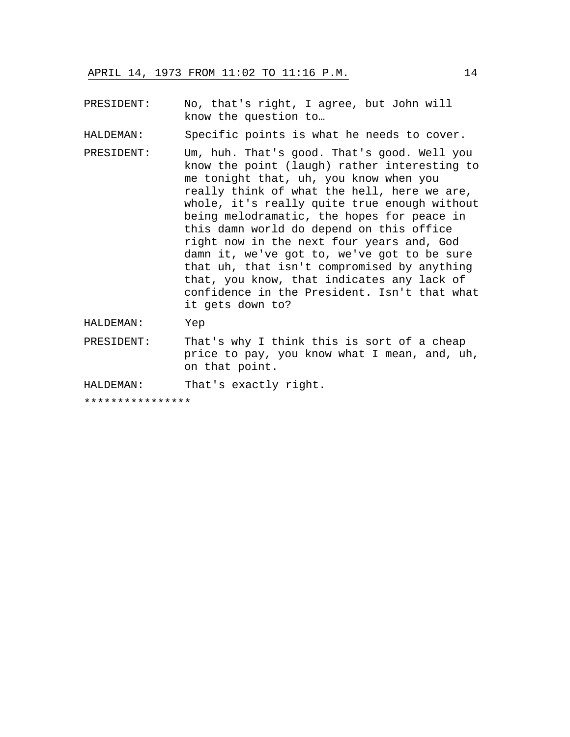PRESIDENT: No, that's right, I agree, but John will know the question to…

HALDEMAN: Specific points is what he needs to cover.

PRESIDENT: Um, huh. That's good. That's good. Well you know the point (laugh) rather interesting to me tonight that, uh, you know when you really think of what the hell, here we are, whole, it's really quite true enough without being melodramatic, the hopes for peace in this damn world do depend on this office right now in the next four years and, God damn it, we've got to, we've got to be sure that uh, that isn't compromised by anything that, you know, that indicates any lack of confidence in the President. Isn't that what it gets down to?

HALDEMAN: Yep

PRESIDENT: That's why I think this is sort of a cheap price to pay, you know what I mean, and, uh, on that point.

HALDEMAN: That's exactly right.

****************